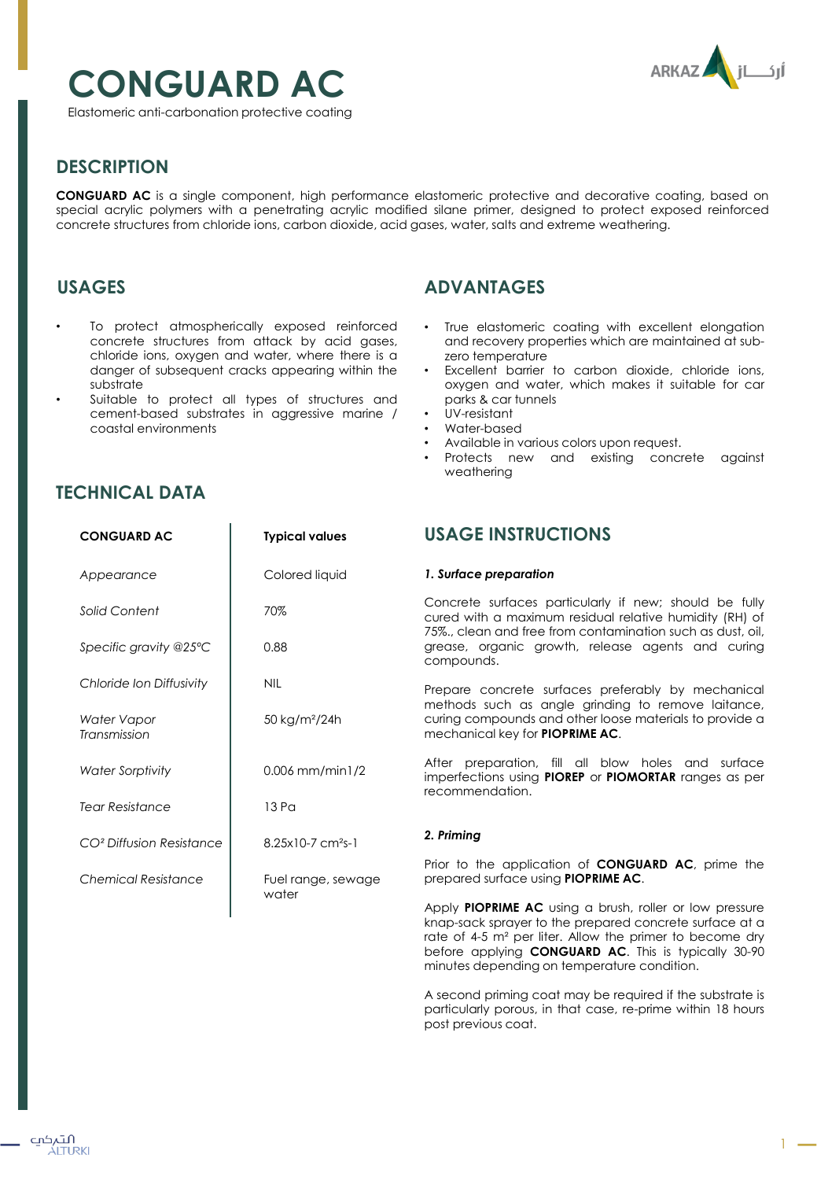# CONGUARD AC

Elastomeric anti-carbonation protective coating

## DESCRIPTION

**CONGUARD AC** is a single component, high performance elastomeric protective and decorative coating, based on special acrylic polymers with a penetrating acrylic modified silane primer, designed to protect exposed reinforced concrete structures from chloride ions, carbon dioxide, acid gases, water, salts and extreme weathering.

## USAGES

- To protect atmospherically exposed reinforced concrete structures from attack by acid gases, chloride ions, oxygen and water, where there is a danger of subsequent cracks appearing within the substrate
- Suitable to protect all types of structures and cement-based substrates in aggressive marine / coastal environments

## ADVANTAGES

- True elastomeric coating with excellent elongation and recovery properties which are maintained at sub-zero temperature
- Excellent barrier to carbon dioxide, chloride ions, oxygen and water, which makes it suitable for car parks & car tunnels
- UV-resistant
- Water-based
- Available in various colors upon request.
- Protects new and existing concrete against weathering

## TECHNICAL DATA

| CONGUARD AC | Typical values |
|---|---|
| *Appearance* | Colored liquid |
| *Solid Content* | 70% |
| *Specific gravity @25°C* | 0.88 |
| *Chloride Ion Diffusivity* | NIL |
| *Water Vapor Transmission* | 50 kg/m²/24h |
| *Water Sorptivity* | 0.006 mm/min1/2 |
| *Tear Resistance* | 13 Pa |
| *CO² Diffusion Resistance* | 8.25x10-7 cm²s-1 |
| *Chemical Resistance* | Fuel range, sewage water |

## USAGE INSTRUCTIONS

***1. Surface preparation***

Concrete surfaces particularly if new; should be fully cured with a maximum residual relative humidity (RH) of 75%., clean and free from contamination such as dust, oil, grease, organic growth, release agents and curing compounds.

Prepare concrete surfaces preferably by mechanical methods such as angle grinding to remove laitance, curing compounds and other loose materials to provide a mechanical key for **PIOPRIME AC**.

After preparation, fill all blow holes and surface imperfections using **PIOREP** or **PIOMORTAR** ranges as per recommendation.

***2. Priming***

Prior to the application of **CONGUARD AC**, prime the prepared surface using **PIOPRIME AC**.

Apply **PIOPRIME AC** using a brush, roller or low pressure knap-sack sprayer to the prepared concrete surface at a rate of 4-5 m² per liter. Allow the primer to become dry before applying **CONGUARD AC**. This is typically 30-90 minutes depending on temperature condition.

A second priming coat may be required if the substrate is particularly porous, in that case, re-prime within 18 hours post previous coat.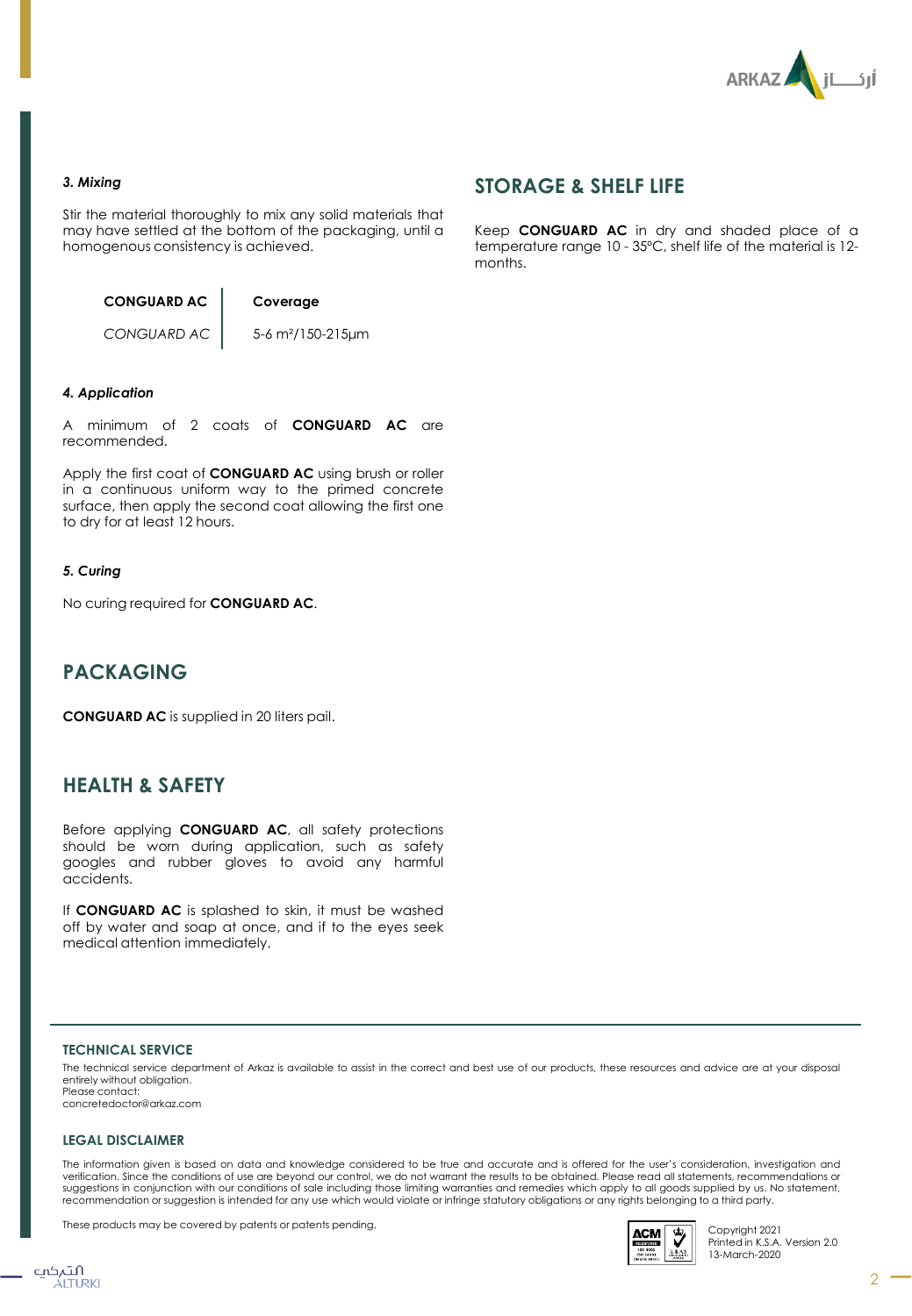### *3. Mixing*

Stir the material thoroughly to mix any solid materials that may have settled at the bottom of the packaging, until a homogenous consistency is achieved.

| **CONGUARD AC** | **Coverage** |
|---|---|
| *CONGUARD AC* | 5-6 m²/150-215µm |

### *4. Application*

A minimum of 2 coats of **CONGUARD AC** are recommended.

Apply the first coat of **CONGUARD AC** using brush or roller in a continuous uniform way to the primed concrete surface, then apply the second coat allowing the first one to dry for at least 12 hours.

### *5. Curing*

No curing required for **CONGUARD AC**.

## PACKAGING

**CONGUARD AC** is supplied in 20 liters pail.

## HEALTH & SAFETY

Before applying **CONGUARD AC**, all safety protections should be worn during application, such as safety googles and rubber gloves to avoid any harmful accidents.

If **CONGUARD AC** is splashed to skin, it must be washed off by water and soap at once, and if to the eyes seek medical attention immediately.

## STORAGE & SHELF LIFE

Keep **CONGUARD AC** in dry and shaded place of a temperature range 10 - 35°C, shelf life of the material is 12-months.

### TECHNICAL SERVICE

The technical service department of Arkaz is available to assist in the correct and best use of our products, these resources and advice are at your disposal entirely without obligation.
Please contact:
concretedoctor@arkaz.com

### LEGAL DISCLAIMER

The information given is based on data and knowledge considered to be true and accurate and is offered for the user's consideration, investigation and verification. Since the conditions of use are beyond our control, we do not warrant the results to be obtained. Please read all statements, recommendations or suggestions in conjunction with our conditions of sale including those limiting warranties and remedies which apply to all goods supplied by us. No statement, recommendation or suggestion is intended for any use which would violate or infringe statutory obligations or any rights belonging to a third party.

These products may be covered by patents or patents pending.

Copyright 2021
Printed in K.S.A. Version 2.0
13-March-2020